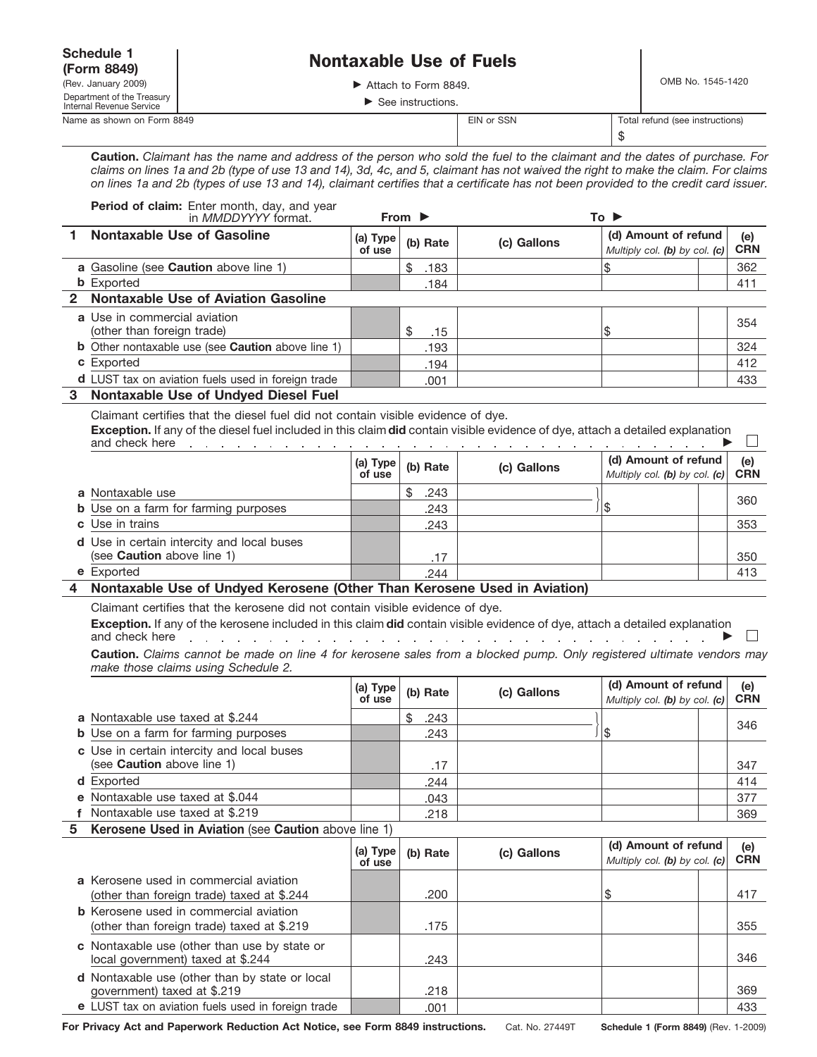**Schedule 1 (Form 8849)**
(Rev. January 2009)
Department of the Treasury
Internal Revenue Service

# Nontaxable Use of Fuels

▶ Attach to Form 8849.
▶ See instructions.

OMB No. 1545-1420

| Name as shown on Form 8849 | EIN or SSN | Total refund (see instructions) |
|---|---|---|
| | | $ |

**Caution.** *Claimant has the name and address of the person who sold the fuel to the claimant and the dates of purchase. For claims on lines 1a and 2b (type of use 13 and 14), 3d, 4c, and 5, claimant has not waived the right to make the claim. For claims on lines 1a and 2b (types of use 13 and 14), claimant certifies that a certificate has not been provided to the credit card issuer.*

**Period of claim:** Enter month, day, and year in *MMDDYYYY* format. **From** ▶ **To** ▶

## 1 Nontaxable Use of Gasoline

| | (a) Type of use | (b) Rate | (c) Gallons | (d) Amount of refund *Multiply col. (b) by col. (c)* | (e) CRN |
|---|---|---|---|---|---|
| **a** Gasoline (see **Caution** above line 1) | | $ .183 | | $ | 362 |
| **b** Exported | | .184 | | | 411 |

## 2 Nontaxable Use of Aviation Gasoline

| | (a) Type of use | (b) Rate | (c) Gallons | (d) Amount of refund *Multiply col. (b) by col. (c)* | (e) CRN |
|---|---|---|---|---|---|
| **a** Use in commercial aviation (other than foreign trade) | | $ .15 | | $ | 354 |
| **b** Other nontaxable use (see **Caution** above line 1) | | .193 | | | 324 |
| **c** Exported | | .194 | | | 412 |
| **d** LUST tax on aviation fuels used in foreign trade | | .001 | | | 433 |

## 3 Nontaxable Use of Undyed Diesel Fuel

Claimant certifies that the diesel fuel did not contain visible evidence of dye.

**Exception.** If any of the diesel fuel included in this claim **did** contain visible evidence of dye, attach a detailed explanation and check here ▶ ☐

| | (a) Type of use | (b) Rate | (c) Gallons | (d) Amount of refund *Multiply col. (b) by col. (c)* | (e) CRN |
|---|---|---|---|---|---|
| **a** Nontaxable use | | $ .243 | | $ | 360 |
| **b** Use on a farm for farming purposes | | .243 | | | |
| **c** Use in trains | | .243 | | | 353 |
| **d** Use in certain intercity and local buses (see **Caution** above line 1) | | .17 | | | 350 |
| **e** Exported | | .244 | | | 413 |

## 4 Nontaxable Use of Undyed Kerosene (Other Than Kerosene Used in Aviation)

Claimant certifies that the kerosene did not contain visible evidence of dye.

**Exception.** If any of the kerosene included in this claim **did** contain visible evidence of dye, attach a detailed explanation and check here ▶ ☐

**Caution.** *Claims cannot be made on line 4 for kerosene sales from a blocked pump. Only registered ultimate vendors may make those claims using Schedule 2.*

| | (a) Type of use | (b) Rate | (c) Gallons | (d) Amount of refund *Multiply col. (b) by col. (c)* | (e) CRN |
|---|---|---|---|---|---|
| **a** Nontaxable use taxed at $.244 | | $ .243 | | $ | 346 |
| **b** Use on a farm for farming purposes | | .243 | | | |
| **c** Use in certain intercity and local buses (see **Caution** above line 1) | | .17 | | | 347 |
| **d** Exported | | .244 | | | 414 |
| **e** Nontaxable use taxed at $.044 | | .043 | | | 377 |
| **f** Nontaxable use taxed at $.219 | | .218 | | | 369 |

## 5 Kerosene Used in Aviation (see Caution above line 1)

| | (a) Type of use | (b) Rate | (c) Gallons | (d) Amount of refund *Multiply col. (b) by col. (c)* | (e) CRN |
|---|---|---|---|---|---|
| **a** Kerosene used in commercial aviation (other than foreign trade) taxed at $.244 | | .200 | | $ | 417 |
| **b** Kerosene used in commercial aviation (other than foreign trade) taxed at $.219 | | .175 | | | 355 |
| **c** Nontaxable use (other than use by state or local government) taxed at $.244 | | .243 | | | 346 |
| **d** Nontaxable use (other than by state or local government) taxed at $.219 | | .218 | | | 369 |
| **e** LUST tax on aviation fuels used in foreign trade | | .001 | | | 433 |

**For Privacy Act and Paperwork Reduction Act Notice, see Form 8849 instructions.** Cat. No. 27449T **Schedule 1 (Form 8849)** (Rev. 1-2009)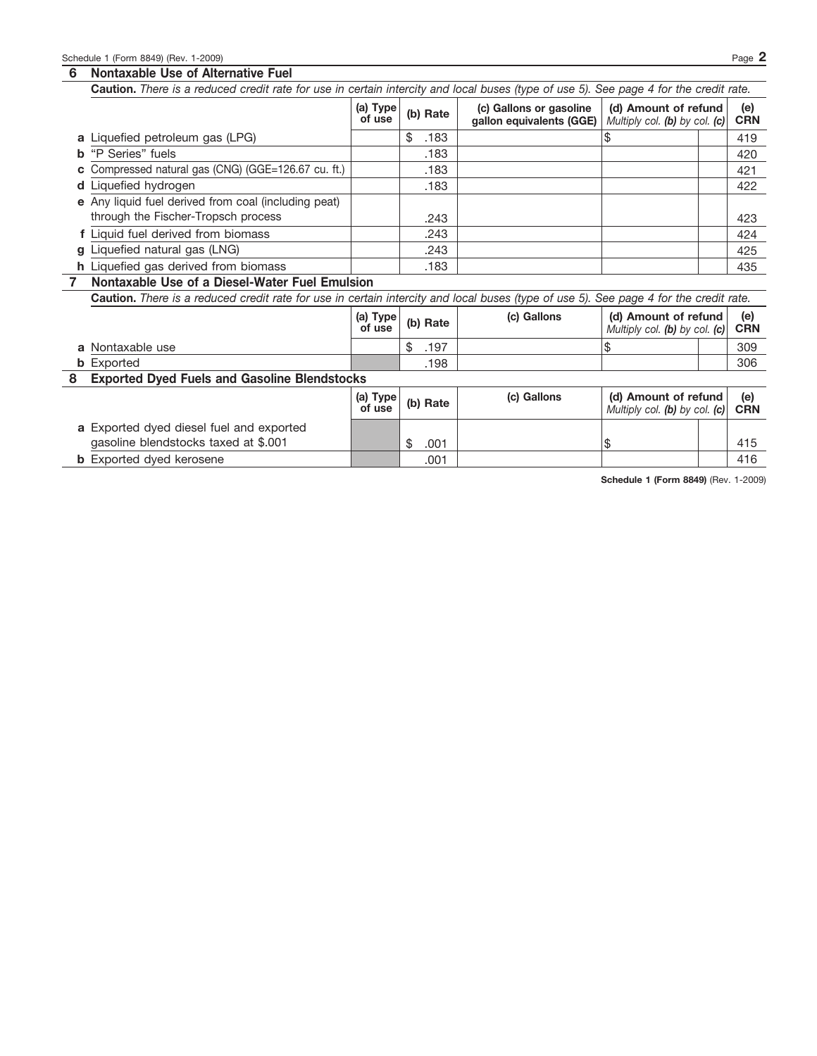## 6 Nontaxable Use of Alternative Fuel

**Caution.** *There is a reduced credit rate for use in certain intercity and local buses (type of use 5). See page 4 for the credit rate.*

| | (a) Type of use | (b) Rate | (c) Gallons or gasoline gallon equivalents (GGE) | (d) Amount of refund *Multiply col. (b) by col. (c)* | (e) CRN |
|---|---|---|---|---|---|
| **a** Liquefied petroleum gas (LPG) | | $ .183 | | $ | 419 |
| **b** "P Series" fuels | | .183 | | | 420 |
| **c** Compressed natural gas (CNG) (GGE=126.67 cu. ft.) | | .183 | | | 421 |
| **d** Liquefied hydrogen | | .183 | | | 422 |
| **e** Any liquid fuel derived from coal (including peat) through the Fischer-Tropsch process | | .243 | | | 423 |
| **f** Liquid fuel derived from biomass | | .243 | | | 424 |
| **g** Liquefied natural gas (LNG) | | .243 | | | 425 |
| **h** Liquefied gas derived from biomass | | .183 | | | 435 |

## 7 Nontaxable Use of a Diesel-Water Fuel Emulsion

**Caution.** *There is a reduced credit rate for use in certain intercity and local buses (type of use 5). See page 4 for the credit rate.*

| | (a) Type of use | (b) Rate | (c) Gallons | (d) Amount of refund *Multiply col. (b) by col. (c)* | (e) CRN |
|---|---|---|---|---|---|
| **a** Nontaxable use | | $ .197 | | $ | 309 |
| **b** Exported | | .198 | | | 306 |

## 8 Exported Dyed Fuels and Gasoline Blendstocks

| | (a) Type of use | (b) Rate | (c) Gallons | (d) Amount of refund *Multiply col. (b) by col. (c)* | (e) CRN |
|---|---|---|---|---|---|
| **a** Exported dyed diesel fuel and exported gasoline blendstocks taxed at $.001 | | $ .001 | | $ | 415 |
| **b** Exported dyed kerosene | | .001 | | | 416 |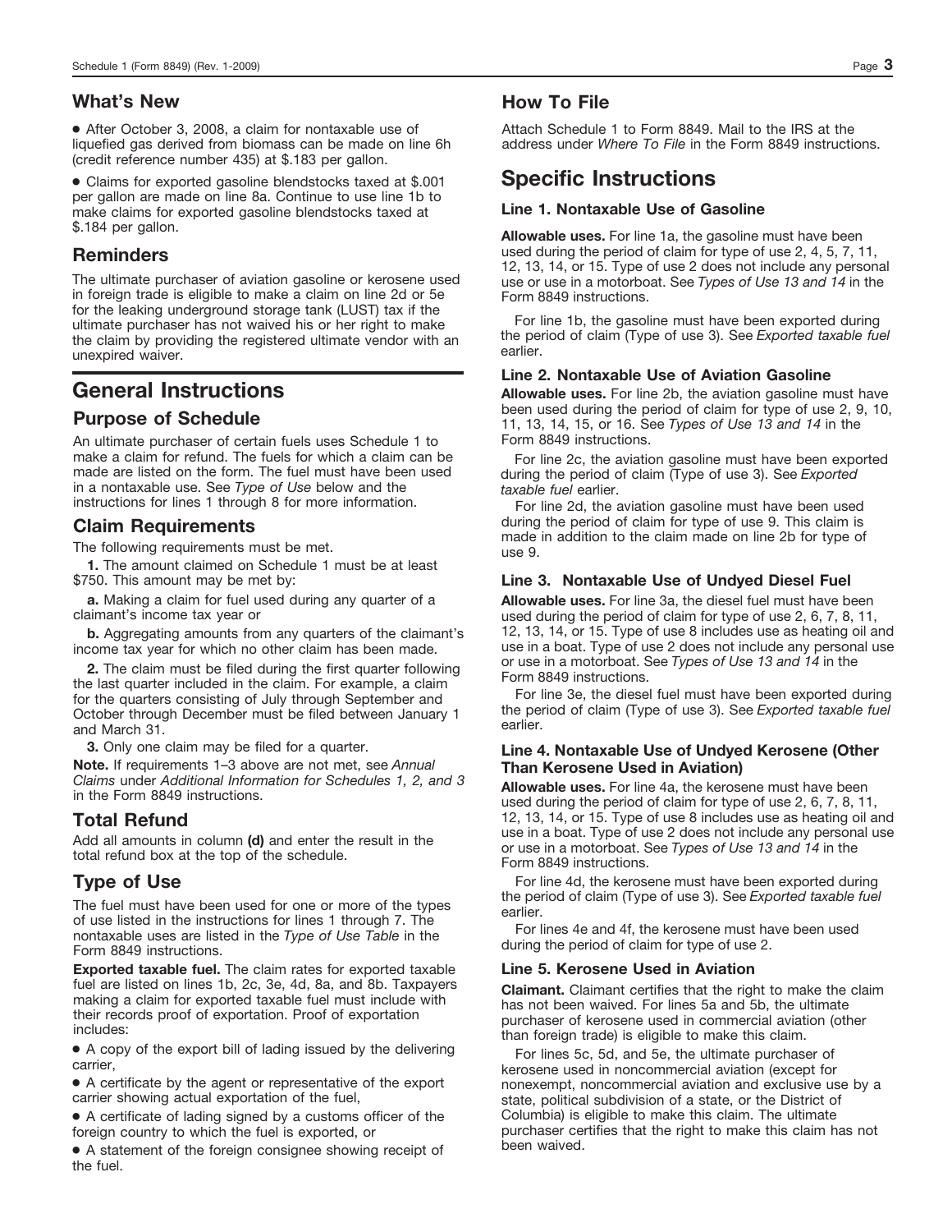## What's New

- After October 3, 2008, a claim for nontaxable use of liquefied gas derived from biomass can be made on line 6h (credit reference number 435) at $.183 per gallon.
- Claims for exported gasoline blendstocks taxed at $.001 per gallon are made on line 8a. Continue to use line 1b to make claims for exported gasoline blendstocks taxed at $.184 per gallon.

## Reminders

The ultimate purchaser of aviation gasoline or kerosene used in foreign trade is eligible to make a claim on line 2d or 5e for the leaking underground storage tank (LUST) tax if the ultimate purchaser has not waived his or her right to make the claim by providing the registered ultimate vendor with an unexpired waiver.

# General Instructions

## Purpose of Schedule

An ultimate purchaser of certain fuels uses Schedule 1 to make a claim for refund. The fuels for which a claim can be made are listed on the form. The fuel must have been used in a nontaxable use. See *Type of Use* below and the instructions for lines 1 through 8 for more information.

## Claim Requirements

The following requirements must be met.

**1.** The amount claimed on Schedule 1 must be at least $750. This amount may be met by:

**a.** Making a claim for fuel used during any quarter of a claimant's income tax year or

**b.** Aggregating amounts from any quarters of the claimant's income tax year for which no other claim has been made.

**2.** The claim must be filed during the first quarter following the last quarter included in the claim. For example, a claim for the quarters consisting of July through September and October through December must be filed between January 1 and March 31.

**3.** Only one claim may be filed for a quarter.

**Note.** If requirements 1–3 above are not met, see *Annual Claims* under *Additional Information for Schedules 1, 2, and 3* in the Form 8849 instructions.

## Total Refund

Add all amounts in column **(d)** and enter the result in the total refund box at the top of the schedule.

## Type of Use

The fuel must have been used for one or more of the types of use listed in the instructions for lines 1 through 7. The nontaxable uses are listed in the *Type of Use Table* in the Form 8849 instructions.

**Exported taxable fuel.** The claim rates for exported taxable fuel are listed on lines 1b, 2c, 3e, 4d, 8a, and 8b. Taxpayers making a claim for exported taxable fuel must include with their records proof of exportation. Proof of exportation includes:

- A copy of the export bill of lading issued by the delivering carrier,
- A certificate by the agent or representative of the export carrier showing actual exportation of the fuel,
- A certificate of lading signed by a customs officer of the foreign country to which the fuel is exported, or
- A statement of the foreign consignee showing receipt of the fuel.

## How To File

Attach Schedule 1 to Form 8849. Mail to the IRS at the address under *Where To File* in the Form 8849 instructions.

# Specific Instructions

### Line 1. Nontaxable Use of Gasoline

**Allowable uses.** For line 1a, the gasoline must have been used during the period of claim for type of use 2, 4, 5, 7, 11, 12, 13, 14, or 15. Type of use 2 does not include any personal use or use in a motorboat. See *Types of Use 13 and 14* in the Form 8849 instructions.

For line 1b, the gasoline must have been exported during the period of claim (Type of use 3). See *Exported taxable fuel* earlier.

### Line 2. Nontaxable Use of Aviation Gasoline

**Allowable uses.** For line 2b, the aviation gasoline must have been used during the period of claim for type of use 2, 9, 10, 11, 13, 14, 15, or 16. See *Types of Use 13 and 14* in the Form 8849 instructions.

For line 2c, the aviation gasoline must have been exported during the period of claim (Type of use 3). See *Exported taxable fuel* earlier.

For line 2d, the aviation gasoline must have been used during the period of claim for type of use 9. This claim is made in addition to the claim made on line 2b for type of use 9.

### Line 3. Nontaxable Use of Undyed Diesel Fuel

**Allowable uses.** For line 3a, the diesel fuel must have been used during the period of claim for type of use 2, 6, 7, 8, 11, 12, 13, 14, or 15. Type of use 8 includes use as heating oil and use in a boat. Type of use 2 does not include any personal use or use in a motorboat. See *Types of Use 13 and 14* in the Form 8849 instructions.

For line 3e, the diesel fuel must have been exported during the period of claim (Type of use 3). See *Exported taxable fuel* earlier.

### Line 4. Nontaxable Use of Undyed Kerosene (Other Than Kerosene Used in Aviation)

**Allowable uses.** For line 4a, the kerosene must have been used during the period of claim for type of use 2, 6, 7, 8, 11, 12, 13, 14, or 15. Type of use 8 includes use as heating oil and use in a boat. Type of use 2 does not include any personal use or use in a motorboat. See *Types of Use 13 and 14* in the Form 8849 instructions.

For line 4d, the kerosene must have been exported during the period of claim (Type of use 3). See *Exported taxable fuel* earlier.

For lines 4e and 4f, the kerosene must have been used during the period of claim for type of use 2.

### Line 5. Kerosene Used in Aviation

**Claimant.** Claimant certifies that the right to make the claim has not been waived. For lines 5a and 5b, the ultimate purchaser of kerosene used in commercial aviation (other than foreign trade) is eligible to make this claim.

For lines 5c, 5d, and 5e, the ultimate purchaser of kerosene used in noncommercial aviation (except for nonexempt, noncommercial aviation and exclusive use by a state, political subdivision of a state, or the District of Columbia) is eligible to make this claim. The ultimate purchaser certifies that the right to make this claim has not been waived.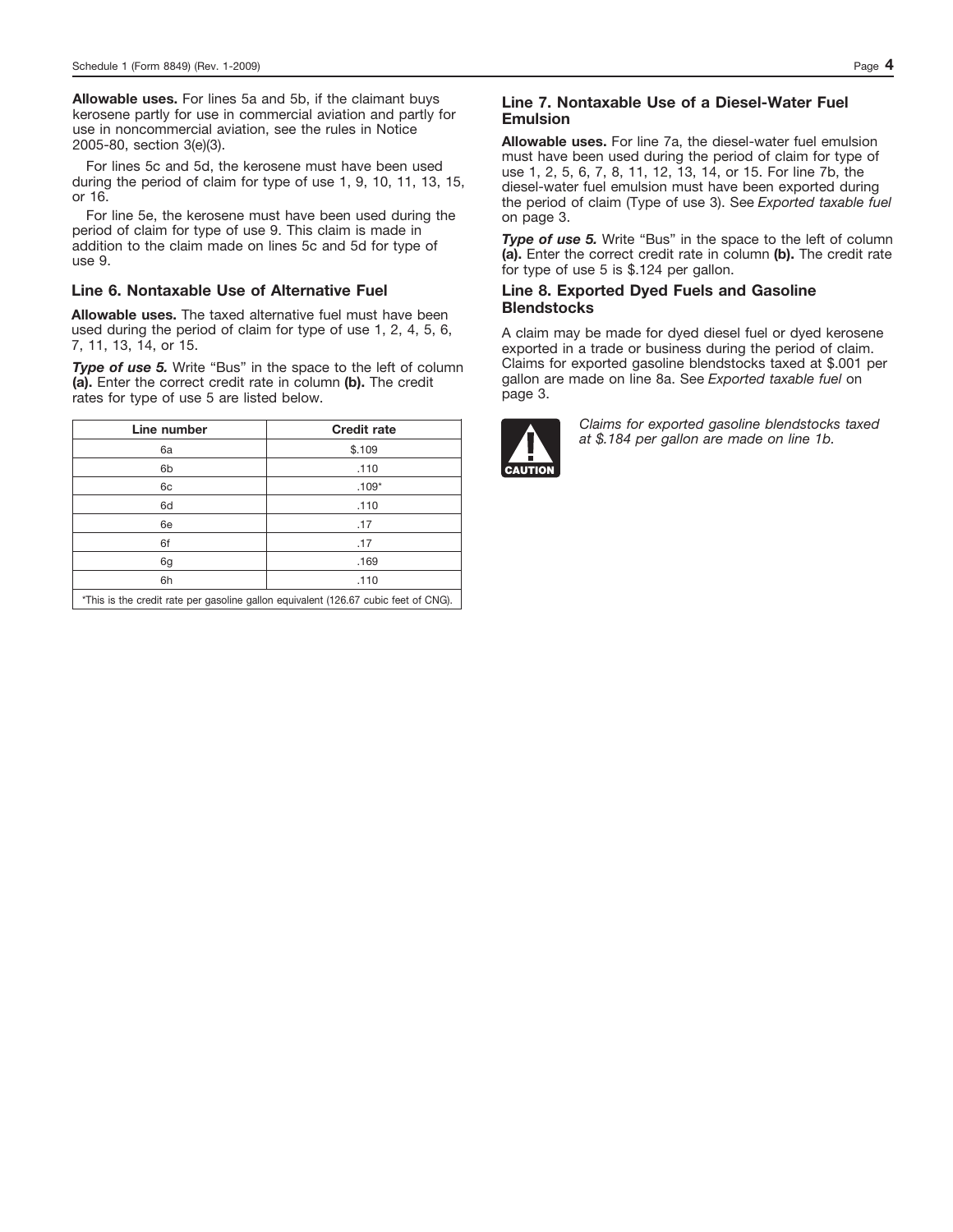**Allowable uses.** For lines 5a and 5b, if the claimant buys kerosene partly for use in commercial aviation and partly for use in noncommercial aviation, see the rules in Notice 2005-80, section 3(e)(3).

For lines 5c and 5d, the kerosene must have been used during the period of claim for type of use 1, 9, 10, 11, 13, 15, or 16.

For line 5e, the kerosene must have been used during the period of claim for type of use 9. This claim is made in addition to the claim made on lines 5c and 5d for type of use 9.

### Line 6. Nontaxable Use of Alternative Fuel

**Allowable uses.** The taxed alternative fuel must have been used during the period of claim for type of use 1, 2, 4, 5, 6, 7, 11, 13, 14, or 15.

***Type of use 5.*** Write "Bus" in the space to the left of column **(a).** Enter the correct credit rate in column **(b).** The credit rates for type of use 5 are listed below.

| Line number | Credit rate |
|---|---|
| 6a | $.109 |
| 6b | .110 |
| 6c | .109* |
| 6d | .110 |
| 6e | .17 |
| 6f | .17 |
| 6g | .169 |
| 6h | .110 |

*This is the credit rate per gasoline gallon equivalent (126.67 cubic feet of CNG).

### Line 7. Nontaxable Use of a Diesel-Water Fuel Emulsion

**Allowable uses.** For line 7a, the diesel-water fuel emulsion must have been used during the period of claim for type of use 1, 2, 5, 6, 7, 8, 11, 12, 13, 14, or 15. For line 7b, the diesel-water fuel emulsion must have been exported during the period of claim (Type of use 3). See *Exported taxable fuel* on page 3.

***Type of use 5.*** Write "Bus" in the space to the left of column **(a).** Enter the correct credit rate in column **(b).** The credit rate for type of use 5 is $.124 per gallon.

### Line 8. Exported Dyed Fuels and Gasoline Blendstocks

A claim may be made for dyed diesel fuel or dyed kerosene exported in a trade or business during the period of claim. Claims for exported gasoline blendstocks taxed at $.001 per gallon are made on line 8a. See *Exported taxable fuel* on page 3.

CAUTION: *Claims for exported gasoline blendstocks taxed at $.184 per gallon are made on line 1b.*